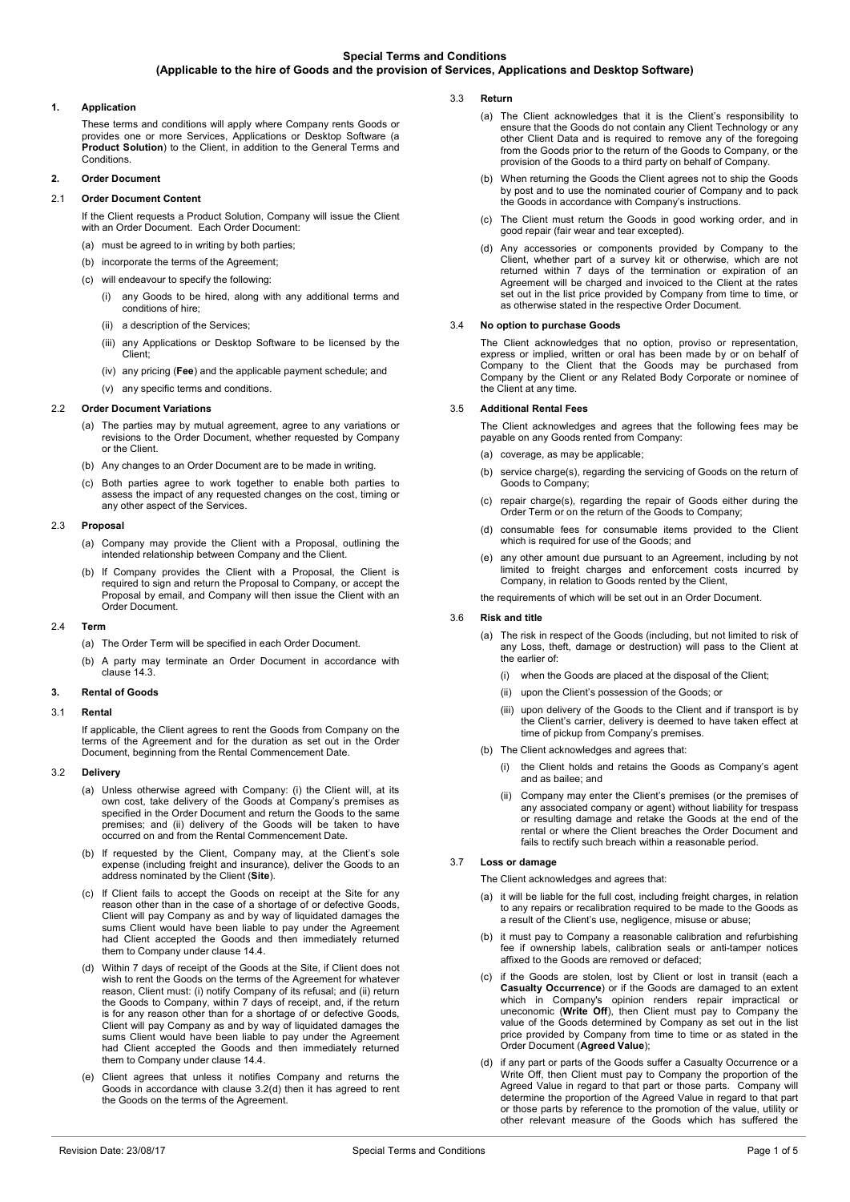# Special Terms and Conditions
## (Applicable to the hire of Goods and the provision of Services, Applications and Desktop Software)

### 1. Application

These terms and conditions will apply where Company rents Goods or provides one or more Services, Applications or Desktop Software (a **Product Solution**) to the Client, in addition to the General Terms and Conditions.

### 2. Order Document

#### 2.1 Order Document Content

If the Client requests a Product Solution, Company will issue the Client with an Order Document. Each Order Document:

(a) must be agreed to in writing by both parties;

(b) incorporate the terms of the Agreement;

(c) will endeavour to specify the following:

(i) any Goods to be hired, along with any additional terms and conditions of hire;

(ii) a description of the Services;

(iii) any Applications or Desktop Software to be licensed by the Client;

(iv) any pricing (**Fee**) and the applicable payment schedule; and

(v) any specific terms and conditions.

#### 2.2 Order Document Variations

(a) The parties may by mutual agreement, agree to any variations or revisions to the Order Document, whether requested by Company or the Client.

(b) Any changes to an Order Document are to be made in writing.

(c) Both parties agree to work together to enable both parties to assess the impact of any requested changes on the cost, timing or any other aspect of the Services.

#### 2.3 Proposal

(a) Company may provide the Client with a Proposal, outlining the intended relationship between Company and the Client.

(b) If Company provides the Client with a Proposal, the Client is required to sign and return the Proposal to Company, or accept the Proposal by email, and Company will then issue the Client with an Order Document.

#### 2.4 Term

(a) The Order Term will be specified in each Order Document.

(b) A party may terminate an Order Document in accordance with clause 14.3.

### 3. Rental of Goods

#### 3.1 Rental

If applicable, the Client agrees to rent the Goods from Company on the terms of the Agreement and for the duration as set out in the Order Document, beginning from the Rental Commencement Date.

#### 3.2 Delivery

(a) Unless otherwise agreed with Company: (i) the Client will, at its own cost, take delivery of the Goods at Company's premises as specified in the Order Document and return the Goods to the same premises; and (ii) delivery of the Goods will be taken to have occurred on and from the Rental Commencement Date.

(b) If requested by the Client, Company may, at the Client's sole expense (including freight and insurance), deliver the Goods to an address nominated by the Client (**Site**).

(c) If Client fails to accept the Goods on receipt at the Site for any reason other than in the case of a shortage of or defective Goods, Client will pay Company as and by way of liquidated damages the sums Client would have been liable to pay under the Agreement had Client accepted the Goods and then immediately returned them to Company under clause 14.4.

(d) Within 7 days of receipt of the Goods at the Site, if Client does not wish to rent the Goods on the terms of the Agreement for whatever reason, Client must: (i) notify Company of its refusal; and (ii) return the Goods to Company, within 7 days of receipt, and, if the return is for any reason other than for a shortage of or defective Goods, Client will pay Company as and by way of liquidated damages the sums Client would have been liable to pay under the Agreement had Client accepted the Goods and then immediately returned them to Company under clause 14.4.

(e) Client agrees that unless it notifies Company and returns the Goods in accordance with clause 3.2(d) then it has agreed to rent the Goods on the terms of the Agreement.

#### 3.3 Return

(a) The Client acknowledges that it is the Client's responsibility to ensure that the Goods do not contain any Client Technology or any other Client Data and is required to remove any of the foregoing from the Goods prior to the return of the Goods to Company, or the provision of the Goods to a third party on behalf of Company.

(b) When returning the Goods the Client agrees not to ship the Goods by post and to use the nominated courier of Company and to pack the Goods in accordance with Company's instructions.

(c) The Client must return the Goods in good working order, and in good repair (fair wear and tear excepted).

(d) Any accessories or components provided by Company to the Client, whether part of a survey kit or otherwise, which are not returned within 7 days of the termination or expiration of an Agreement will be charged and invoiced to the Client at the rates set out in the list price provided by Company from time to time, or as otherwise stated in the respective Order Document.

#### 3.4 No option to purchase Goods

The Client acknowledges that no option, proviso or representation, express or implied, written or oral has been made by or on behalf of Company to the Client that the Goods may be purchased from Company by the Client or any Related Body Corporate or nominee of the Client at any time.

#### 3.5 Additional Rental Fees

The Client acknowledges and agrees that the following fees may be payable on any Goods rented from Company:

(a) coverage, as may be applicable;

(b) service charge(s), regarding the servicing of Goods on the return of Goods to Company;

(c) repair charge(s), regarding the repair of Goods either during the Order Term or on the return of the Goods to Company;

(d) consumable fees for consumable items provided to the Client which is required for use of the Goods; and

(e) any other amount due pursuant to an Agreement, including by not limited to freight charges and enforcement costs incurred by Company, in relation to Goods rented by the Client,

the requirements of which will be set out in an Order Document.

#### 3.6 Risk and title

(a) The risk in respect of the Goods (including, but not limited to risk of any Loss, theft, damage or destruction) will pass to the Client at the earlier of:

(i) when the Goods are placed at the disposal of the Client;

(ii) upon the Client's possession of the Goods; or

(iii) upon delivery of the Goods to the Client and if transport is by the Client's carrier, delivery is deemed to have taken effect at time of pickup from Company's premises.

(b) The Client acknowledges and agrees that:

(i) the Client holds and retains the Goods as Company's agent and as bailee; and

(ii) Company may enter the Client's premises (or the premises of any associated company or agent) without liability for trespass or resulting damage and retake the Goods at the end of the rental or where the Client breaches the Order Document and fails to rectify such breach within a reasonable period.

#### 3.7 Loss or damage

The Client acknowledges and agrees that:

(a) it will be liable for the full cost, including freight charges, in relation to any repairs or recalibration required to be made to the Goods as a result of the Client's use, negligence, misuse or abuse;

(b) it must pay to Company a reasonable calibration and refurbishing fee if ownership labels, calibration seals or anti-tamper notices affixed to the Goods are removed or defaced;

(c) if the Goods are stolen, lost by Client or lost in transit (each a **Casualty Occurrence**) or if the Goods are damaged to an extent which in Company's opinion renders repair impractical or uneconomic (**Write Off**), then Client must pay to Company the value of the Goods determined by Company as set out in the list price provided by Company from time to time or as stated in the Order Document (**Agreed Value**);

(d) if any part or parts of the Goods suffer a Casualty Occurrence or a Write Off, then Client must pay to Company the proportion of the Agreed Value in regard to that part or those parts. Company will determine the proportion of the Agreed Value in regard to that part or those parts by reference to the promotion of the value, utility or other relevant measure of the Goods which has suffered the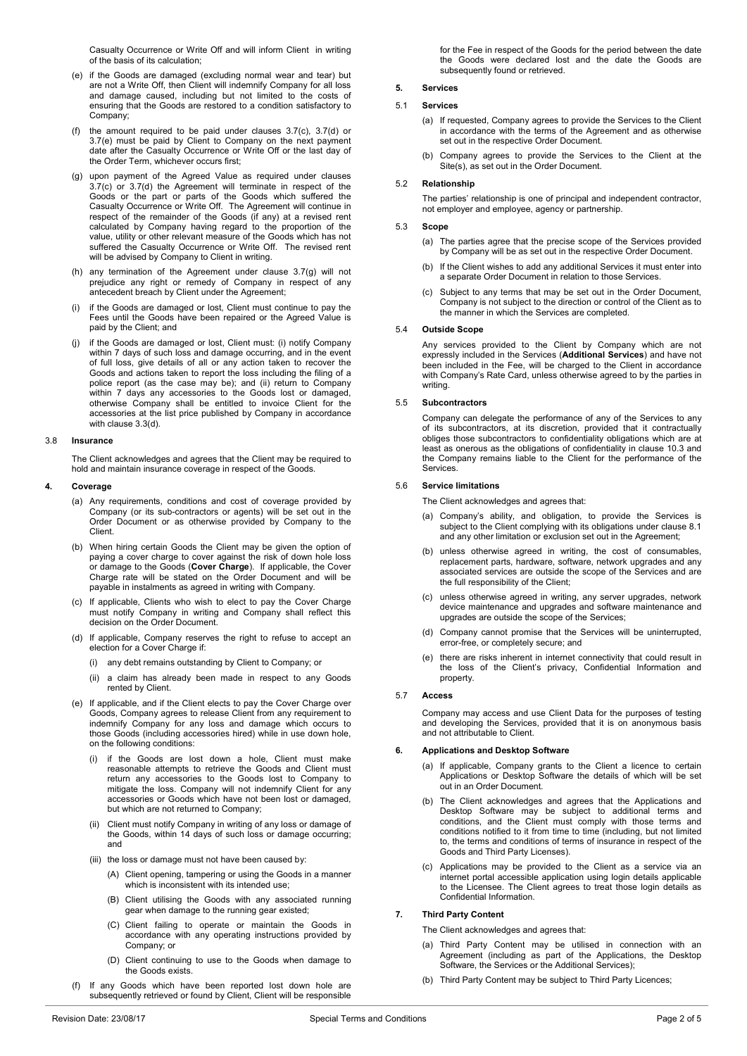Casualty Occurrence or Write Off and will inform Client in writing of the basis of its calculation;

(e) if the Goods are damaged (excluding normal wear and tear) but are not a Write Off, then Client will indemnify Company for all loss and damage caused, including but not limited to the costs of ensuring that the Goods are restored to a condition satisfactory to Company;

(f) the amount required to be paid under clauses 3.7(c), 3.7(d) or 3.7(e) must be paid by Client to Company on the next payment date after the Casualty Occurrence or Write Off or the last day of the Order Term, whichever occurs first;

(g) upon payment of the Agreed Value as required under clauses 3.7(c) or 3.7(d) the Agreement will terminate in respect of the Goods or the part or parts of the Goods which suffered the Casualty Occurrence or Write Off. The Agreement will continue in respect of the remainder of the Goods (if any) at a revised rent calculated by Company having regard to the proportion of the value, utility or other relevant measure of the Goods which has not suffered the Casualty Occurrence or Write Off. The revised rent will be advised by Company to Client in writing.

(h) any termination of the Agreement under clause 3.7(g) will not prejudice any right or remedy of Company in respect of any antecedent breach by Client under the Agreement;

(i) if the Goods are damaged or lost, Client must continue to pay the Fees until the Goods have been repaired or the Agreed Value is paid by the Client; and

(j) if the Goods are damaged or lost, Client must: (i) notify Company within 7 days of such loss and damage occurring, and in the event of full loss, give details of all or any action taken to recover the Goods and actions taken to report the loss including the filing of a police report (as the case may be); and (ii) return to Company within 7 days any accessories to the Goods lost or damaged, otherwise Company shall be entitled to invoice Client for the accessories at the list price published by Company in accordance with clause 3.3(d).

3.8 **Insurance**

The Client acknowledges and agrees that the Client may be required to hold and maintain insurance coverage in respect of the Goods.

## 4. Coverage

(a) Any requirements, conditions and cost of coverage provided by Company (or its sub-contractors or agents) will be set out in the Order Document or as otherwise provided by Company to the Client.

(b) When hiring certain Goods the Client may be given the option of paying a cover charge to cover against the risk of down hole loss or damage to the Goods (**Cover Charge**). If applicable, the Cover Charge rate will be stated on the Order Document and will be payable in instalments as agreed in writing with Company.

(c) If applicable, Clients who wish to elect to pay the Cover Charge must notify Company in writing and Company shall reflect this decision on the Order Document.

(d) If applicable, Company reserves the right to refuse to accept an election for a Cover Charge if:

(i) any debt remains outstanding by Client to Company; or

(ii) a claim has already been made in respect to any Goods rented by Client.

(e) If applicable, and if the Client elects to pay the Cover Charge over Goods, Company agrees to release Client from any requirement to indemnify Company for any loss and damage which occurs to those Goods (including accessories hired) while in use down hole, on the following conditions:

(i) if the Goods are lost down a hole, Client must make reasonable attempts to retrieve the Goods and Client must return any accessories to the Goods lost to Company to mitigate the loss. Company will not indemnify Client for any accessories or Goods which have not been lost or damaged, but which are not returned to Company;

(ii) Client must notify Company in writing of any loss or damage of the Goods, within 14 days of such loss or damage occurring; and

(iii) the loss or damage must not have been caused by:

(A) Client opening, tampering or using the Goods in a manner which is inconsistent with its intended use;

(B) Client utilising the Goods with any associated running gear when damage to the running gear existed;

(C) Client failing to operate or maintain the Goods in accordance with any operating instructions provided by Company; or

(D) Client continuing to use to the Goods when damage to the Goods exists.

(f) If any Goods which have been reported lost down hole are subsequently retrieved or found by Client, Client will be responsible for the Fee in respect of the Goods for the period between the date the Goods were declared lost and the date the Goods are subsequently found or retrieved.

## 5. Services

5.1 **Services**

(a) If requested, Company agrees to provide the Services to the Client in accordance with the terms of the Agreement and as otherwise set out in the respective Order Document.

(b) Company agrees to provide the Services to the Client at the Site(s), as set out in the Order Document.

5.2 **Relationship**

The parties' relationship is one of principal and independent contractor, not employer and employee, agency or partnership.

5.3 **Scope**

(a) The parties agree that the precise scope of the Services provided by Company will be as set out in the respective Order Document.

(b) If the Client wishes to add any additional Services it must enter into a separate Order Document in relation to those Services.

(c) Subject to any terms that may be set out in the Order Document, Company is not subject to the direction or control of the Client as to the manner in which the Services are completed.

5.4 **Outside Scope**

Any services provided to the Client by Company which are not expressly included in the Services (**Additional Services**) and have not been included in the Fee, will be charged to the Client in accordance with Company's Rate Card, unless otherwise agreed to by the parties in writing.

5.5 **Subcontractors**

Company can delegate the performance of any of the Services to any of its subcontractors, at its discretion, provided that it contractually obliges those subcontractors to confidentiality obligations which are at least as onerous as the obligations of confidentiality in clause 10.3 and the Company remains liable to the Client for the performance of the Services.

5.6 **Service limitations**

The Client acknowledges and agrees that:

(a) Company's ability, and obligation, to provide the Services is subject to the Client complying with its obligations under clause 8.1 and any other limitation or exclusion set out in the Agreement;

(b) unless otherwise agreed in writing, the cost of consumables, replacement parts, hardware, software, network upgrades and any associated services are outside the scope of the Services and are the full responsibility of the Client;

(c) unless otherwise agreed in writing, any server upgrades, network device maintenance and upgrades and software maintenance and upgrades are outside the scope of the Services;

(d) Company cannot promise that the Services will be uninterrupted, error-free, or completely secure; and

(e) there are risks inherent in internet connectivity that could result in the loss of the Client's privacy, Confidential Information and property.

5.7 **Access**

Company may access and use Client Data for the purposes of testing and developing the Services, provided that it is on anonymous basis and not attributable to Client.

## 6. Applications and Desktop Software

(a) If applicable, Company grants to the Client a licence to certain Applications or Desktop Software the details of which will be set out in an Order Document.

(b) The Client acknowledges and agrees that the Applications and Desktop Software may be subject to additional terms and conditions, and the Client must comply with those terms and conditions notified to it from time to time (including, but not limited to, the terms and conditions of terms of insurance in respect of the Goods and Third Party Licenses).

(c) Applications may be provided to the Client as a service via an internet portal accessible application using login details applicable to the Licensee. The Client agrees to treat those login details as Confidential Information.

## 7. Third Party Content

The Client acknowledges and agrees that:

(a) Third Party Content may be utilised in connection with an Agreement (including as part of the Applications, the Desktop Software, the Services or the Additional Services);

(b) Third Party Content may be subject to Third Party Licences;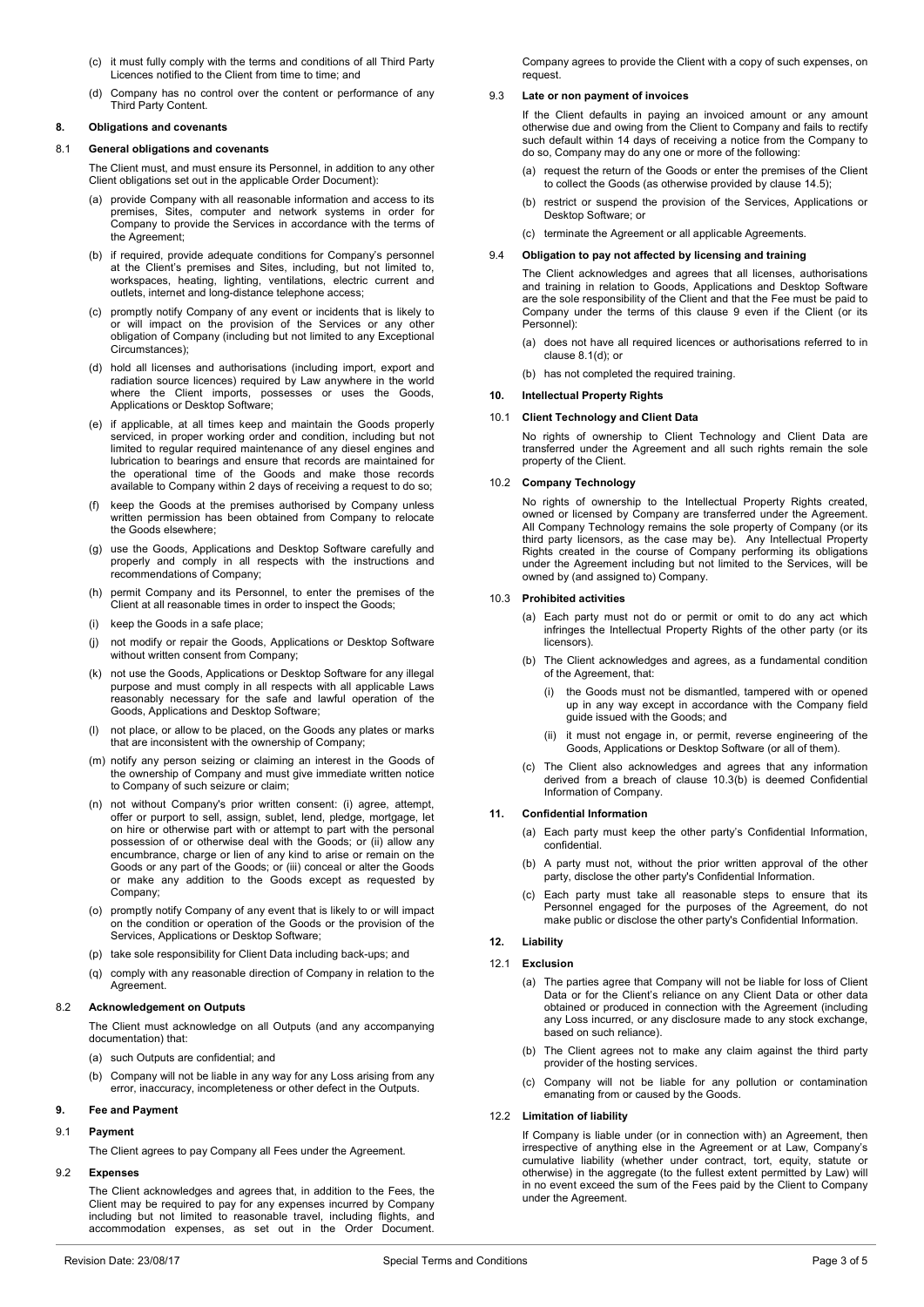(c) it must fully comply with the terms and conditions of all Third Party Licences notified to the Client from time to time; and

(d) Company has no control over the content or performance of any Third Party Content.

## 8. Obligations and covenants

### 8.1 General obligations and covenants

The Client must, and must ensure its Personnel, in addition to any other Client obligations set out in the applicable Order Document):

(a) provide Company with all reasonable information and access to its premises, Sites, computer and network systems in order for Company to provide the Services in accordance with the terms of the Agreement;

(b) if required, provide adequate conditions for Company's personnel at the Client's premises and Sites, including, but not limited to, workspaces, heating, lighting, ventilations, electric current and outlets, internet and long-distance telephone access;

(c) promptly notify Company of any event or incidents that is likely to or will impact on the provision of the Services or any other obligation of Company (including but not limited to any Exceptional Circumstances);

(d) hold all licenses and authorisations (including import, export and radiation source licences) required by Law anywhere in the world where the Client imports, possesses or uses the Goods, Applications or Desktop Software;

(e) if applicable, at all times keep and maintain the Goods properly serviced, in proper working order and condition, including but not limited to regular required maintenance of any diesel engines and lubrication to bearings and ensure that records are maintained for the operational time of the Goods and make those records available to Company within 2 days of receiving a request to do so;

(f) keep the Goods at the premises authorised by Company unless written permission has been obtained from Company to relocate the Goods elsewhere;

(g) use the Goods, Applications and Desktop Software carefully and properly and comply in all respects with the instructions and recommendations of Company;

(h) permit Company and its Personnel, to enter the premises of the Client at all reasonable times in order to inspect the Goods;

(i) keep the Goods in a safe place;

(j) not modify or repair the Goods, Applications or Desktop Software without written consent from Company;

(k) not use the Goods, Applications or Desktop Software for any illegal purpose and must comply in all respects with all applicable Laws reasonably necessary for the safe and lawful operation of the Goods, Applications and Desktop Software;

(l) not place, or allow to be placed, on the Goods any plates or marks that are inconsistent with the ownership of Company;

(m) notify any person seizing or claiming an interest in the Goods of the ownership of Company and must give immediate written notice to Company of such seizure or claim;

(n) not without Company's prior written consent: (i) agree, attempt, offer or purport to sell, assign, sublet, lend, pledge, mortgage, let on hire or otherwise part with or attempt to part with the personal possession of or otherwise deal with the Goods; or (ii) allow any encumbrance, charge or lien of any kind to arise or remain on the Goods or any part of the Goods; or (iii) conceal or alter the Goods or make any addition to the Goods except as requested by Company;

(o) promptly notify Company of any event that is likely to or will impact on the condition or operation of the Goods or the provision of the Services, Applications or Desktop Software;

(p) take sole responsibility for Client Data including back-ups; and

(q) comply with any reasonable direction of Company in relation to the Agreement.

### 8.2 Acknowledgement on Outputs

The Client must acknowledge on all Outputs (and any accompanying documentation) that:

(a) such Outputs are confidential; and

(b) Company will not be liable in any way for any Loss arising from any error, inaccuracy, incompleteness or other defect in the Outputs.

## 9. Fee and Payment

### 9.1 Payment

The Client agrees to pay Company all Fees under the Agreement.

### 9.2 Expenses

The Client acknowledges and agrees that, in addition to the Fees, the Client may be required to pay for any expenses incurred by Company including but not limited to reasonable travel, including flights, and accommodation expenses, as set out in the Order Document. Company agrees to provide the Client with a copy of such expenses, on request.

### 9.3 Late or non payment of invoices

If the Client defaults in paying an invoiced amount or any amount otherwise due and owing from the Client to Company and fails to rectify such default within 14 days of receiving a notice from the Company to do so, Company may do any one or more of the following:

(a) request the return of the Goods or enter the premises of the Client to collect the Goods (as otherwise provided by clause 14.5);

(b) restrict or suspend the provision of the Services, Applications or Desktop Software; or

(c) terminate the Agreement or all applicable Agreements.

### 9.4 Obligation to pay not affected by licensing and training

The Client acknowledges and agrees that all licenses, authorisations and training in relation to Goods, Applications and Desktop Software are the sole responsibility of the Client and that the Fee must be paid to Company under the terms of this clause 9 even if the Client (or its Personnel):

(a) does not have all required licences or authorisations referred to in clause 8.1(d); or

(b) has not completed the required training.

## 10. Intellectual Property Rights

### 10.1 Client Technology and Client Data

No rights of ownership to Client Technology and Client Data are transferred under the Agreement and all such rights remain the sole property of the Client.

### 10.2 Company Technology

No rights of ownership to the Intellectual Property Rights created, owned or licensed by Company are transferred under the Agreement. All Company Technology remains the sole property of Company (or its third party licensors, as the case may be). Any Intellectual Property Rights created in the course of Company performing its obligations under the Agreement including but not limited to the Services, will be owned by (and assigned to) Company.

### 10.3 Prohibited activities

(a) Each party must not do or permit or omit to do any act which infringes the Intellectual Property Rights of the other party (or its licensors).

(b) The Client acknowledges and agrees, as a fundamental condition of the Agreement, that:

  (i) the Goods must not be dismantled, tampered with or opened up in any way except in accordance with the Company field guide issued with the Goods; and

  (ii) it must not engage in, or permit, reverse engineering of the Goods, Applications or Desktop Software (or all of them).

(c) The Client also acknowledges and agrees that any information derived from a breach of clause 10.3(b) is deemed Confidential Information of Company.

## 11. Confidential Information

(a) Each party must keep the other party's Confidential Information, confidential.

(b) A party must not, without the prior written approval of the other party, disclose the other party's Confidential Information.

(c) Each party must take all reasonable steps to ensure that its Personnel engaged for the purposes of the Agreement, do not make public or disclose the other party's Confidential Information.

## 12. Liability

### 12.1 Exclusion

(a) The parties agree that Company will not be liable for loss of Client Data or for the Client's reliance on any Client Data or other data obtained or produced in connection with the Agreement (including any Loss incurred, or any disclosure made to any stock exchange, based on such reliance).

(b) The Client agrees not to make any claim against the third party provider of the hosting services.

(c) Company will not be liable for any pollution or contamination emanating from or caused by the Goods.

### 12.2 Limitation of liability

If Company is liable under (or in connection with) an Agreement, then irrespective of anything else in the Agreement or at Law, Company's cumulative liability (whether under contract, tort, equity, statute or otherwise) in the aggregate (to the fullest extent permitted by Law) will in no event exceed the sum of the Fees paid by the Client to Company under the Agreement.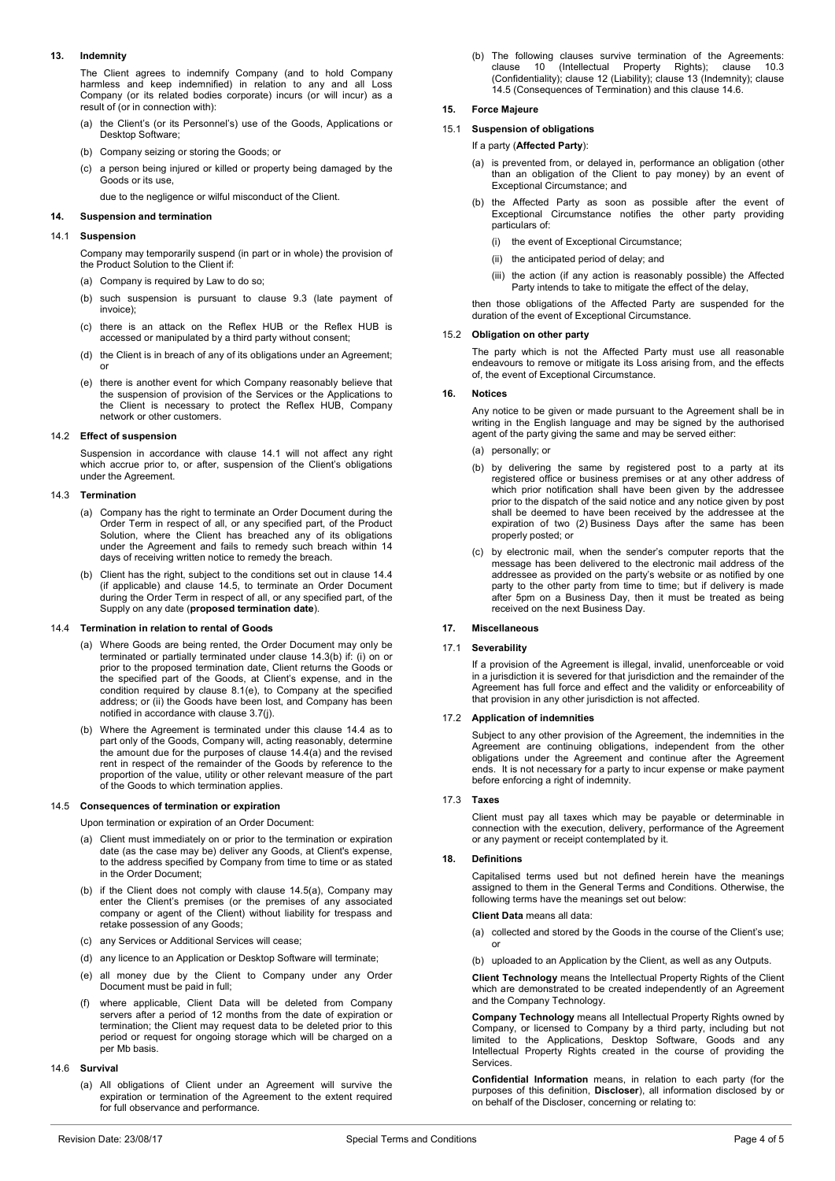## 13. Indemnity

The Client agrees to indemnify Company (and to hold Company harmless and keep indemnified) in relation to any and all Loss Company (or its related bodies corporate) incurs (or will incur) as a result of (or in connection with):

(a) the Client's (or its Personnel's) use of the Goods, Applications or Desktop Software;

(b) Company seizing or storing the Goods; or

(c) a person being injured or killed or property being damaged by the Goods or its use,

due to the negligence or wilful misconduct of the Client.

## 14. Suspension and termination

### 14.1 Suspension

Company may temporarily suspend (in part or in whole) the provision of the Product Solution to the Client if:

(a) Company is required by Law to do so;

(b) such suspension is pursuant to clause 9.3 (late payment of invoice);

(c) there is an attack on the Reflex HUB or the Reflex HUB is accessed or manipulated by a third party without consent;

(d) the Client is in breach of any of its obligations under an Agreement; or

(e) there is another event for which Company reasonably believe that the suspension of provision of the Services or the Applications to the Client is necessary to protect the Reflex HUB, Company network or other customers.

### 14.2 Effect of suspension

Suspension in accordance with clause 14.1 will not affect any right which accrue prior to, or after, suspension of the Client's obligations under the Agreement.

### 14.3 Termination

(a) Company has the right to terminate an Order Document during the Order Term in respect of all, or any specified part, of the Product Solution, where the Client has breached any of its obligations under the Agreement and fails to remedy such breach within 14 days of receiving written notice to remedy the breach.

(b) Client has the right, subject to the conditions set out in clause 14.4 (if applicable) and clause 14.5, to terminate an Order Document during the Order Term in respect of all, or any specified part, of the Supply on any date (**proposed termination date**).

### 14.4 Termination in relation to rental of Goods

(a) Where Goods are being rented, the Order Document may only be terminated or partially terminated under clause 14.3(b) if: (i) on or prior to the proposed termination date, Client returns the Goods or the specified part of the Goods, at Client's expense, and in the condition required by clause 8.1(e), to Company at the specified address; or (ii) the Goods have been lost, and Company has been notified in accordance with clause 3.7(j).

(b) Where the Agreement is terminated under this clause 14.4 as to part only of the Goods, Company will, acting reasonably, determine the amount due for the purposes of clause 14.4(a) and the revised rent in respect of the remainder of the Goods by reference to the proportion of the value, utility or other relevant measure of the part of the Goods to which termination applies.

### 14.5 Consequences of termination or expiration

Upon termination or expiration of an Order Document:

(a) Client must immediately on or prior to the termination or expiration date (as the case may be) deliver any Goods, at Client's expense, to the address specified by Company from time to time or as stated in the Order Document;

(b) if the Client does not comply with clause 14.5(a), Company may enter the Client's premises (or the premises of any associated company or agent of the Client) without liability for trespass and retake possession of any Goods;

(c) any Services or Additional Services will cease;

(d) any licence to an Application or Desktop Software will terminate;

(e) all money due by the Client to Company under any Order Document must be paid in full;

(f) where applicable, Client Data will be deleted from Company servers after a period of 12 months from the date of expiration or termination; the Client may request data to be deleted prior to this period or request for ongoing storage which will be charged on a per Mb basis.

### 14.6 Survival

(a) All obligations of Client under an Agreement will survive the expiration or termination of the Agreement to the extent required for full observance and performance.

(b) The following clauses survive termination of the Agreements: clause 10 (Intellectual Property Rights); clause 10.3 (Confidentiality); clause 12 (Liability); clause 13 (Indemnity); clause 14.5 (Consequences of Termination) and this clause 14.6.

## 15. Force Majeure

### 15.1 Suspension of obligations

If a party (**Affected Party**):

(a) is prevented from, or delayed in, performance an obligation (other than an obligation of the Client to pay money) by an event of Exceptional Circumstance; and

(b) the Affected Party as soon as possible after the event of Exceptional Circumstance notifies the other party providing particulars of:

(i) the event of Exceptional Circumstance;

(ii) the anticipated period of delay; and

(iii) the action (if any action is reasonably possible) the Affected Party intends to take to mitigate the effect of the delay,

then those obligations of the Affected Party are suspended for the duration of the event of Exceptional Circumstance.

### 15.2 Obligation on other party

The party which is not the Affected Party must use all reasonable endeavours to remove or mitigate its Loss arising from, and the effects of, the event of Exceptional Circumstance.

## 16. Notices

Any notice to be given or made pursuant to the Agreement shall be in writing in the English language and may be signed by the authorised agent of the party giving the same and may be served either:

(a) personally; or

(b) by delivering the same by registered post to a party at its registered office or business premises or at any other address of which prior notification shall have been given by the addressee prior to the dispatch of the said notice and any notice given by post shall be deemed to have been received by the addressee at the expiration of two (2) Business Days after the same has been properly posted; or

(c) by electronic mail, when the sender's computer reports that the message has been delivered to the electronic mail address of the addressee as provided on the party's website or as notified by one party to the other party from time to time; but if delivery is made after 5pm on a Business Day, then it must be treated as being received on the next Business Day.

## 17. Miscellaneous

### 17.1 Severability

If a provision of the Agreement is illegal, invalid, unenforceable or void in a jurisdiction it is severed for that jurisdiction and the remainder of the Agreement has full force and effect and the validity or enforceability of that provision in any other jurisdiction is not affected.

### 17.2 Application of indemnities

Subject to any other provision of the Agreement, the indemnities in the Agreement are continuing obligations, independent from the other obligations under the Agreement and continue after the Agreement ends. It is not necessary for a party to incur expense or make payment before enforcing a right of indemnity.

### 17.3 Taxes

Client must pay all taxes which may be payable or determinable in connection with the execution, delivery, performance of the Agreement or any payment or receipt contemplated by it.

## 18. Definitions

Capitalised terms used but not defined herein have the meanings assigned to them in the General Terms and Conditions. Otherwise, the following terms have the meanings set out below:

**Client Data** means all data:

(a) collected and stored by the Goods in the course of the Client's use; or

(b) uploaded to an Application by the Client, as well as any Outputs.

**Client Technology** means the Intellectual Property Rights of the Client which are demonstrated to be created independently of an Agreement and the Company Technology.

**Company Technology** means all Intellectual Property Rights owned by Company, or licensed to Company by a third party, including but not limited to the Applications, Desktop Software, Goods and any Intellectual Property Rights created in the course of providing the Services.

**Confidential Information** means, in relation to each party (for the purposes of this definition, **Discloser**), all information disclosed by or on behalf of the Discloser, concerning or relating to: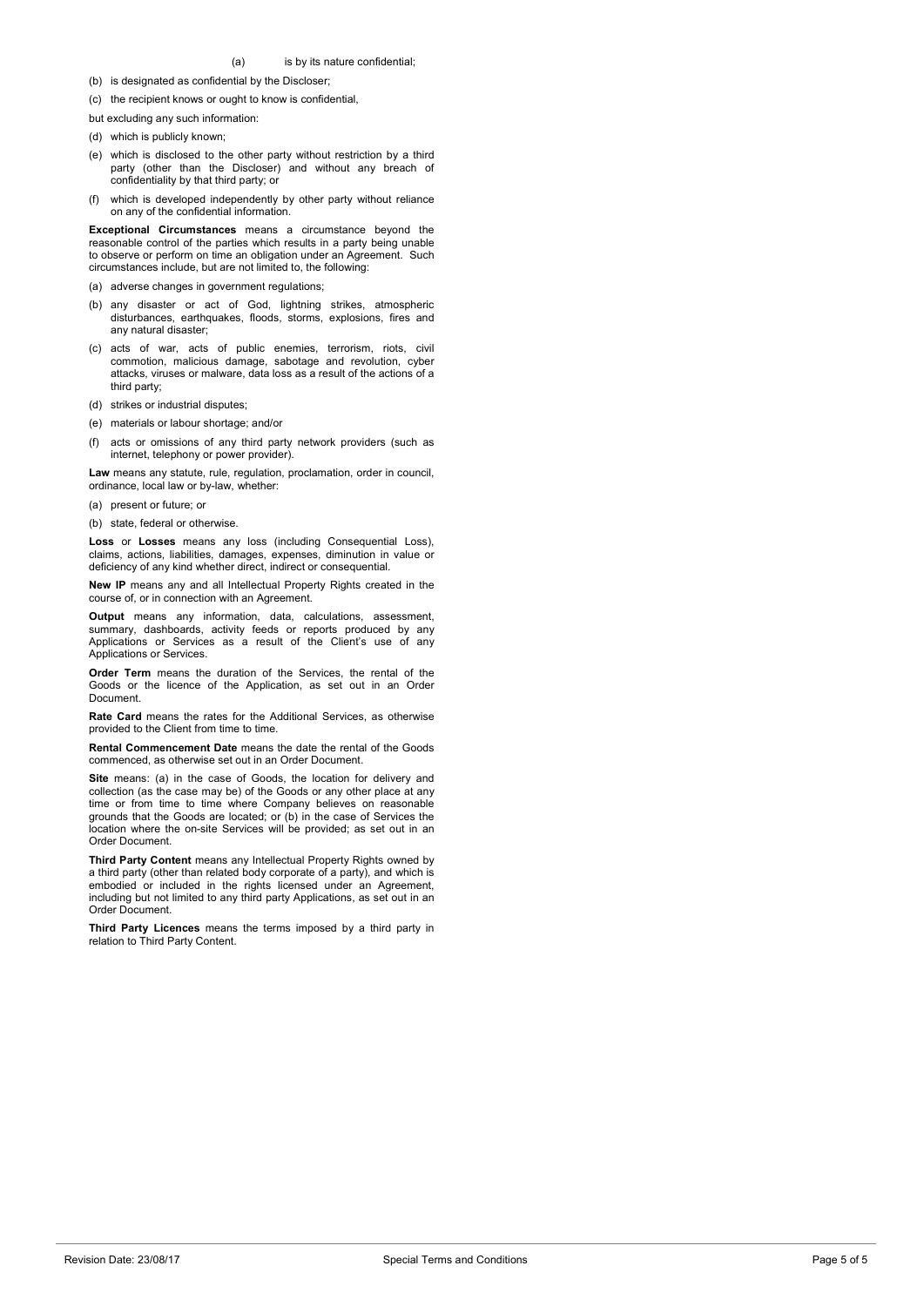(a) is by its nature confidential;

(b) is designated as confidential by the Discloser;

(c) the recipient knows or ought to know is confidential,

but excluding any such information:

(d) which is publicly known;

(e) which is disclosed to the other party without restriction by a third party (other than the Discloser) and without any breach of confidentiality by that third party; or

(f) which is developed independently by other party without reliance on any of the confidential information.

**Exceptional Circumstances** means a circumstance beyond the reasonable control of the parties which results in a party being unable to observe or perform on time an obligation under an Agreement. Such circumstances include, but are not limited to, the following:

(a) adverse changes in government regulations;

(b) any disaster or act of God, lightning strikes, atmospheric disturbances, earthquakes, floods, storms, explosions, fires and any natural disaster;

(c) acts of war, acts of public enemies, terrorism, riots, civil commotion, malicious damage, sabotage and revolution, cyber attacks, viruses or malware, data loss as a result of the actions of a third party;

(d) strikes or industrial disputes;

(e) materials or labour shortage; and/or

(f) acts or omissions of any third party network providers (such as internet, telephony or power provider).

**Law** means any statute, rule, regulation, proclamation, order in council, ordinance, local law or by-law, whether:

(a) present or future; or

(b) state, federal or otherwise.

**Loss** or **Losses** means any loss (including Consequential Loss), claims, actions, liabilities, damages, expenses, diminution in value or deficiency of any kind whether direct, indirect or consequential.

**New IP** means any and all Intellectual Property Rights created in the course of, or in connection with an Agreement.

**Output** means any information, data, calculations, assessment, summary, dashboards, activity feeds or reports produced by any Applications or Services as a result of the Client's use of any Applications or Services.

**Order Term** means the duration of the Services, the rental of the Goods or the licence of the Application, as set out in an Order Document.

**Rate Card** means the rates for the Additional Services, as otherwise provided to the Client from time to time.

**Rental Commencement Date** means the date the rental of the Goods commenced, as otherwise set out in an Order Document.

**Site** means: (a) in the case of Goods, the location for delivery and collection (as the case may be) of the Goods or any other place at any time or from time to time where Company believes on reasonable grounds that the Goods are located; or (b) in the case of Services the location where the on-site Services will be provided; as set out in an Order Document.

**Third Party Content** means any Intellectual Property Rights owned by a third party (other than related body corporate of a party), and which is embodied or included in the rights licensed under an Agreement, including but not limited to any third party Applications, as set out in an Order Document.

**Third Party Licences** means the terms imposed by a third party in relation to Third Party Content.